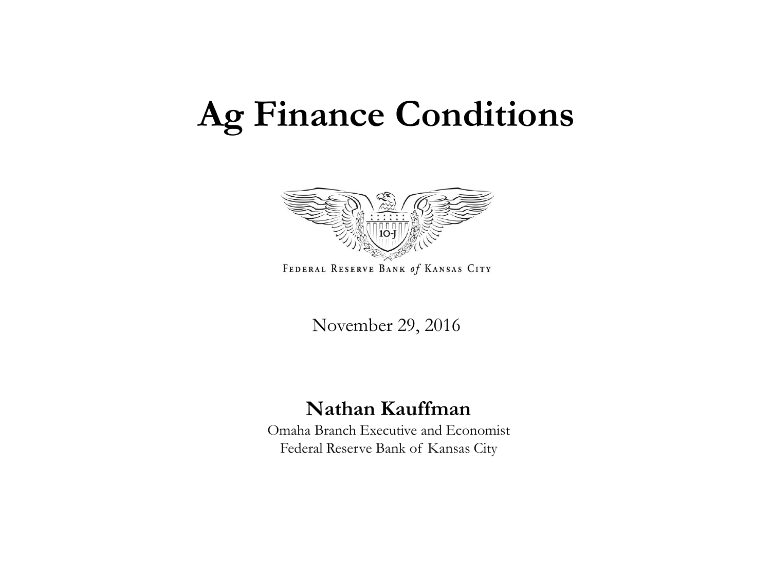# Ag Finance Conditions

FEDERAL RESERVE BANK *of* KANSAS CITY

November 29, 2016

**Nathan Kauffman**

Omaha Branch Executive and Economist
Federal Reserve Bank of Kansas City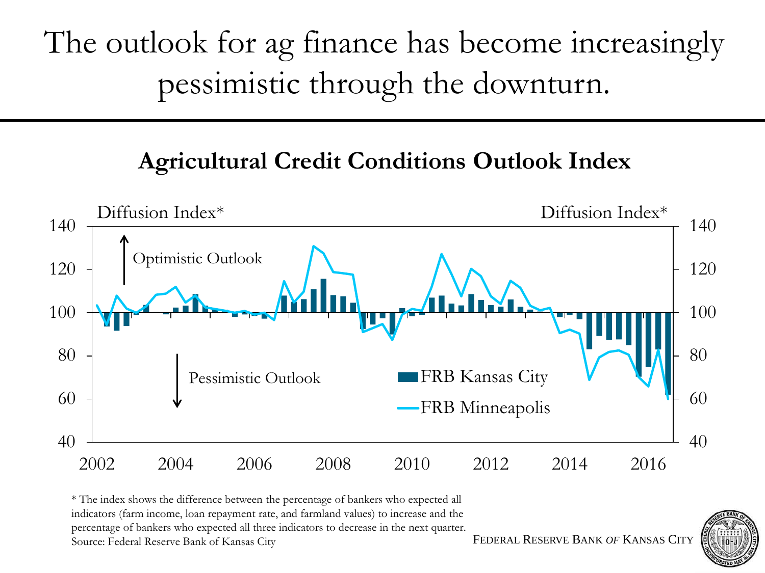# The outlook for ag finance has become increasingly pessimistic through the downturn.

## Agricultural Credit Conditions Outlook Index

Diffusion Index*

Optimistic Outlook

Pessimistic Outlook

FRB Kansas City

FRB Minneapolis

* The index shows the difference between the percentage of bankers who expected all indicators (farm income, loan repayment rate, and farmland values) to increase and the percentage of bankers who expected all three indicators to decrease in the next quarter.
Source: Federal Reserve Bank of Kansas City

FEDERAL RESERVE BANK OF KANSAS CITY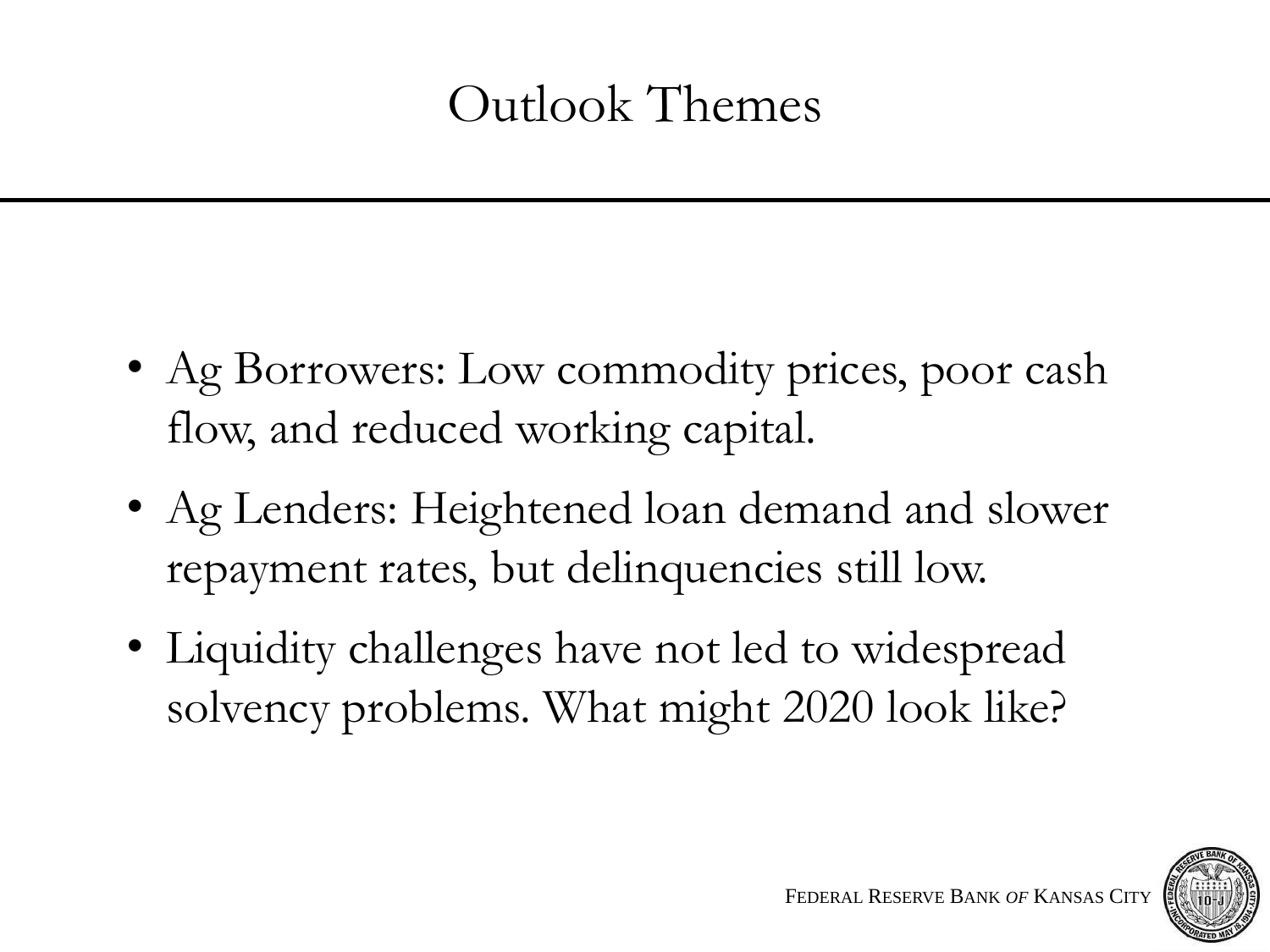# Outlook Themes

- Ag Borrowers: Low commodity prices, poor cash flow, and reduced working capital.
- Ag Lenders: Heightened loan demand and slower repayment rates, but delinquencies still low.
- Liquidity challenges have not led to widespread solvency problems. What might 2020 look like?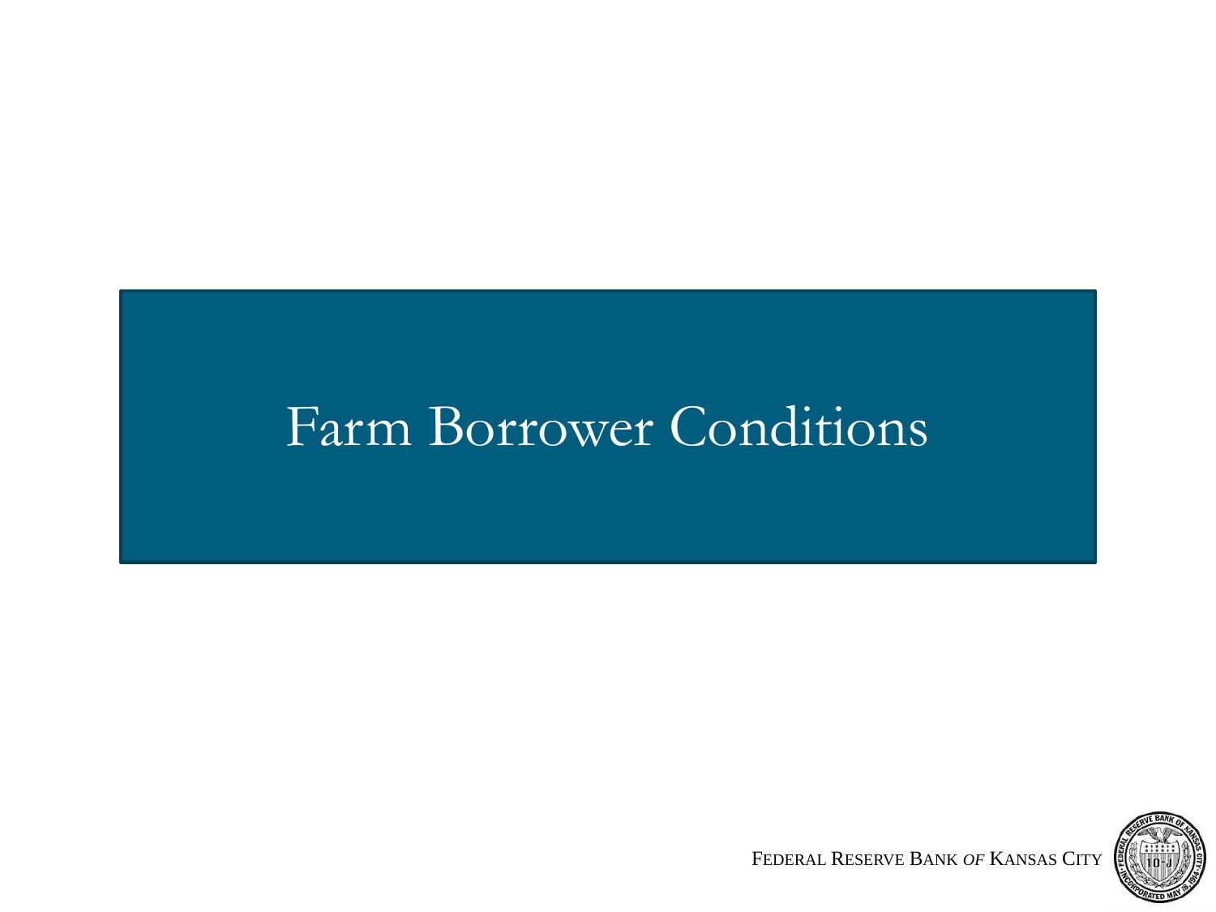# Farm Borrower Conditions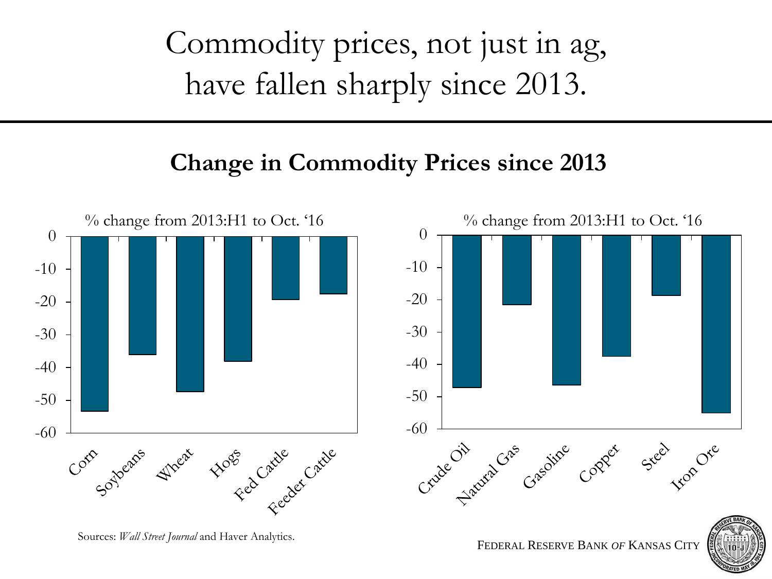# Commodity prices, not just in ag, have fallen sharply since 2013.

## Change in Commodity Prices since 2013

% change from 2013:H1 to Oct. '16

0
-10
-20
-30
-40
-50
-60

Corn
Soybeans
Wheat
Hogs
Fed Cattle
Feeder Cattle

% change from 2013:H1 to Oct. '16

0
-10
-20
-30
-40
-50
-60

Crude Oil
Natural Gas
Gasoline
Copper
Steel
Iron Ore

Sources: *Wall Street Journal* and Haver Analytics.

FEDERAL RESERVE BANK *OF* KANSAS CITY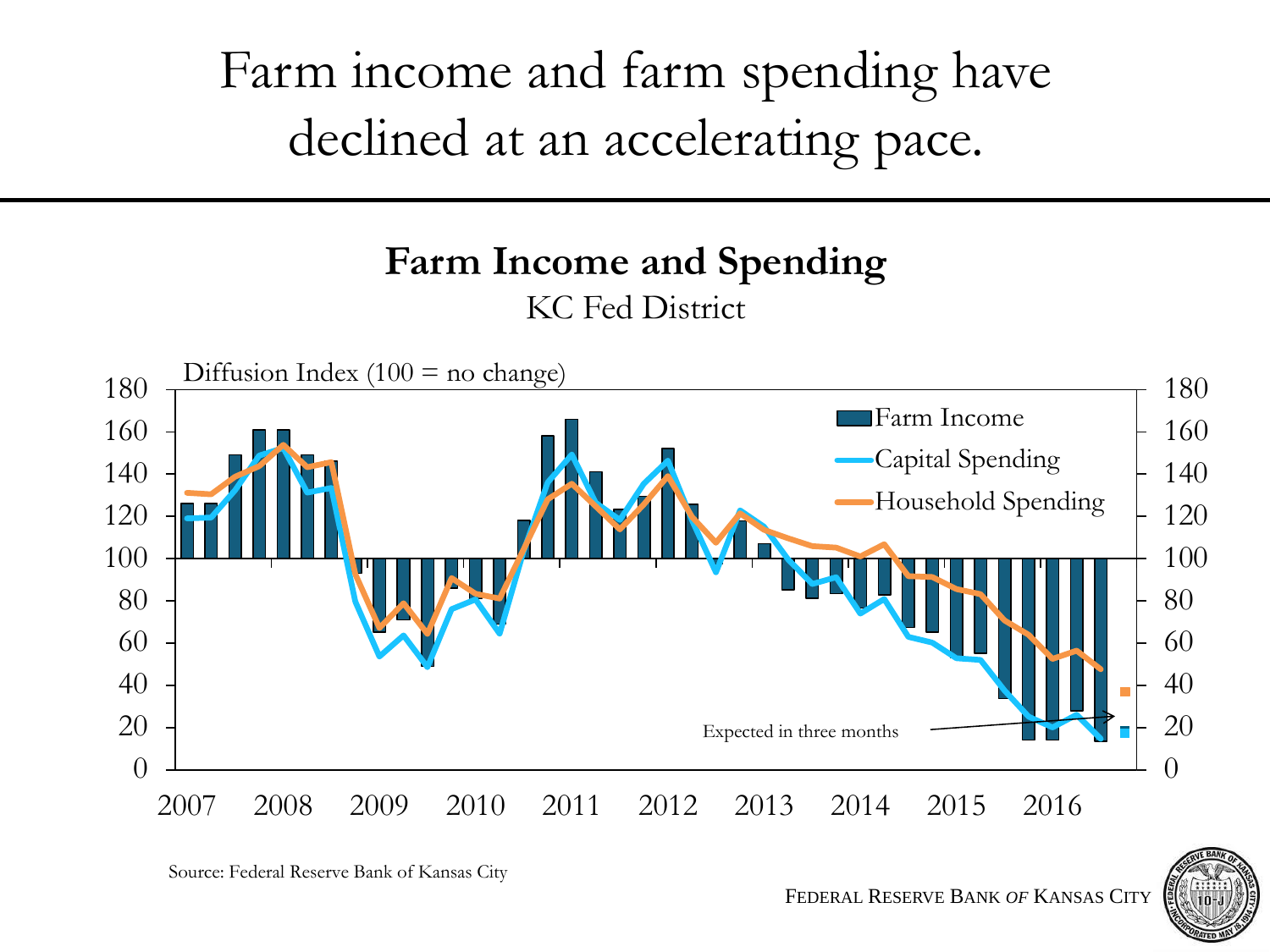# Farm income and farm spending have declined at an accelerating pace.

**Farm Income and Spending**

KC Fed District

Diffusion Index (100 = no change)

Farm Income

Capital Spending

Household Spending

Expected in three months

2007 2008 2009 2010 2011 2012 2013 2014 2015 2016

Source: Federal Reserve Bank of Kansas City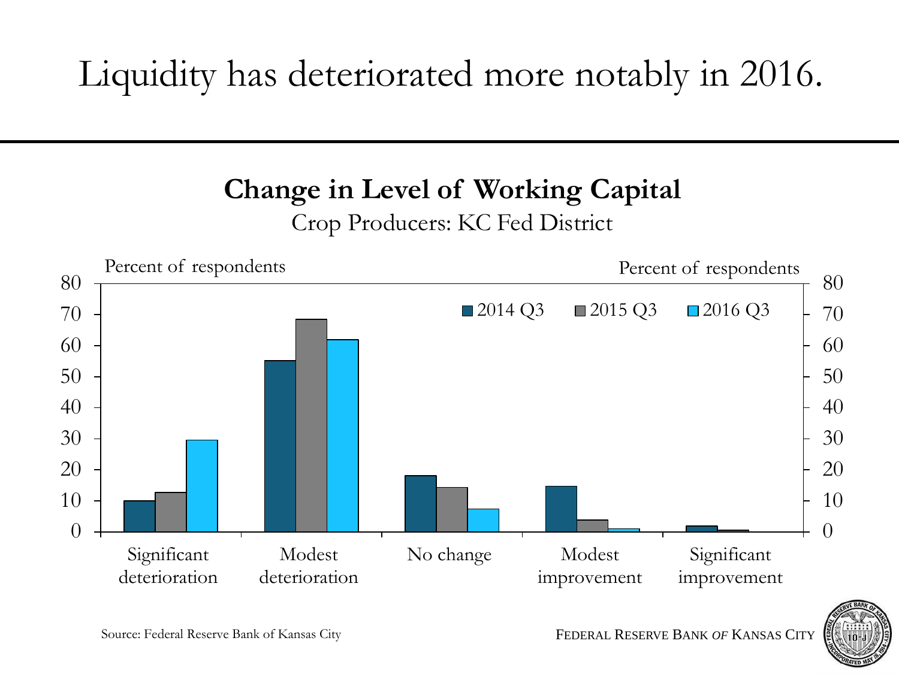# Liquidity has deteriorated more notably in 2016.

## Change in Level of Working Capital

Crop Producers: KC Fed District

Percent of respondents

| | 2014 Q3 | 2015 Q3 | 2016 Q3 |
|---|---|---|---|
| Significant deterioration | 10 | 12.7 | 29.6 |
| Modest deterioration | 55.2 | 68.5 | 62 |
| No change | 18.1 | 14.3 | 7.4 |
| Modest improvement | 14.7 | 3.8 | 1 |
| Significant improvement | 1.9 | 0.6 | 0 |

Source: Federal Reserve Bank of Kansas City

FEDERAL RESERVE BANK *OF* KANSAS CITY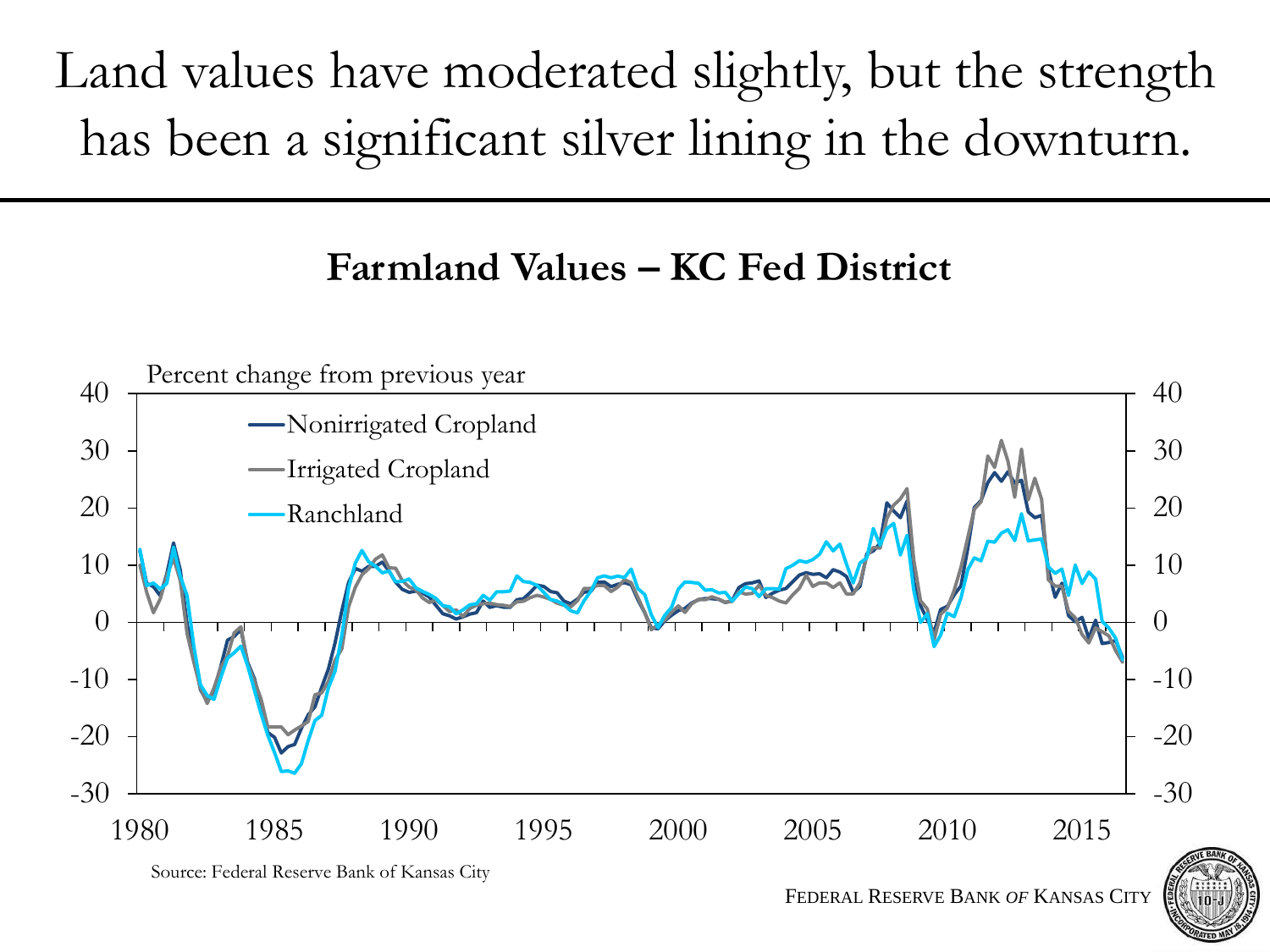# Land values have moderated slightly, but the strength has been a significant silver lining in the downturn.

## Farmland Values – KC Fed District

Percent change from previous year

- Nonirrigated Cropland
- Irrigated Cropland
- Ranchland

Source: Federal Reserve Bank of Kansas City

FEDERAL RESERVE BANK *OF* KANSAS CITY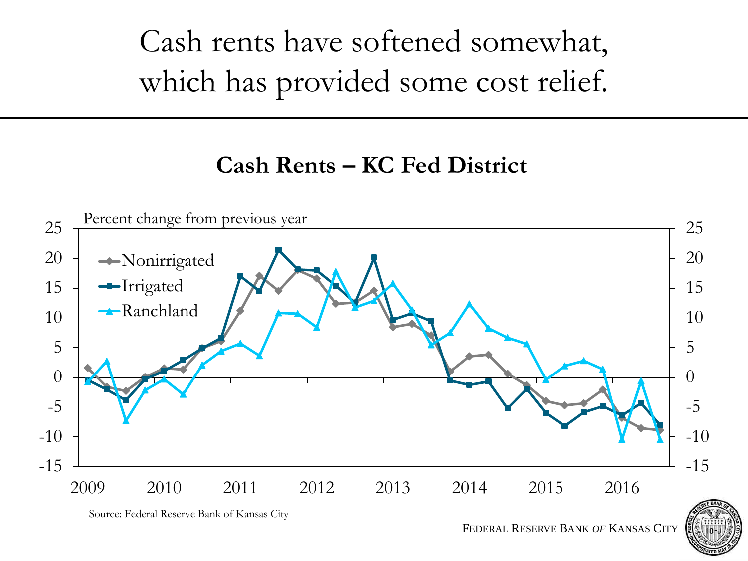# Cash rents have softened somewhat, which has provided some cost relief.

**Cash Rents – KC Fed District**

Percent change from previous year

Nonirrigated
Irrigated
Ranchland

25, 20, 15, 10, 5, 0, -5, -10, -15

2009, 2010, 2011, 2012, 2013, 2014, 2015, 2016

Source: Federal Reserve Bank of Kansas City

FEDERAL RESERVE BANK *OF* KANSAS CITY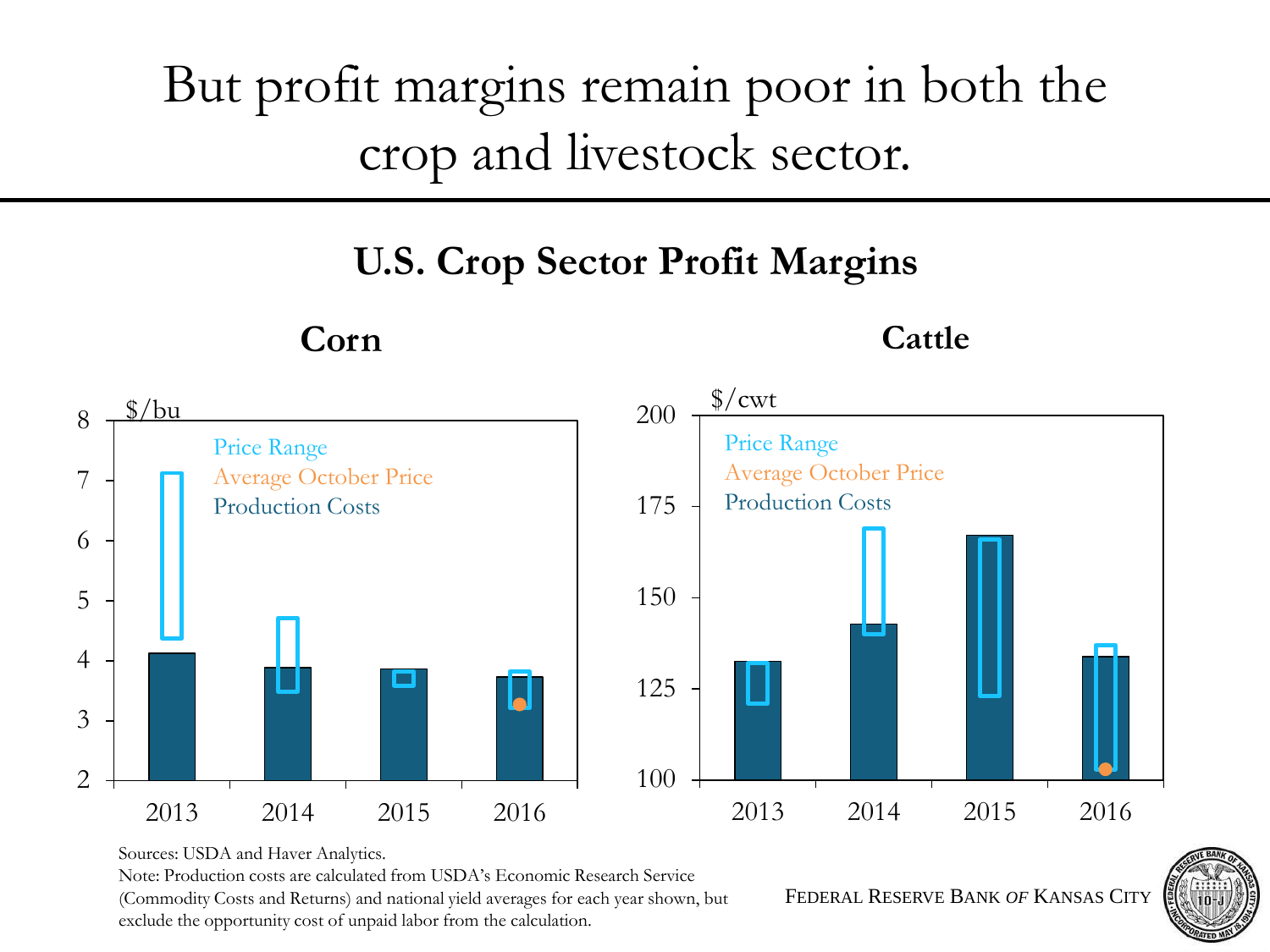# But profit margins remain poor in both the crop and livestock sector.

## U.S. Crop Sector Profit Margins

### Corn

$/bu

Price Range

Average October Price

Production Costs

8, 7, 6, 5, 4, 3, 2

2013, 2014, 2015, 2016

### Cattle

$/cwt

Price Range

Average October Price

Production Costs

200, 175, 150, 125, 100

2013, 2014, 2015, 2016

Sources: USDA and Haver Analytics.
Note: Production costs are calculated from USDA's Economic Research Service (Commodity Costs and Returns) and national yield averages for each year shown, but exclude the opportunity cost of unpaid labor from the calculation.

FEDERAL RESERVE BANK *OF* KANSAS CITY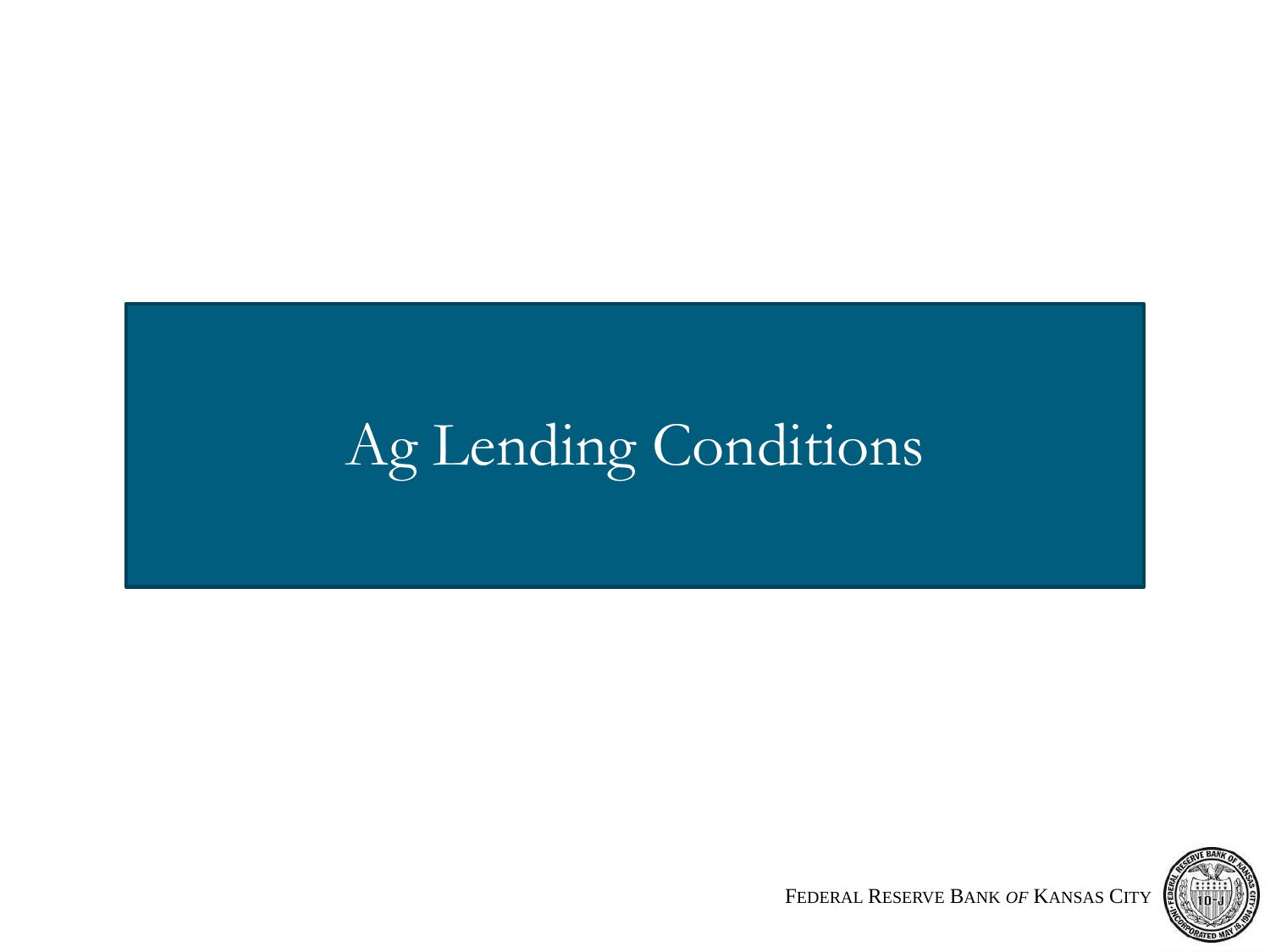# Ag Lending Conditions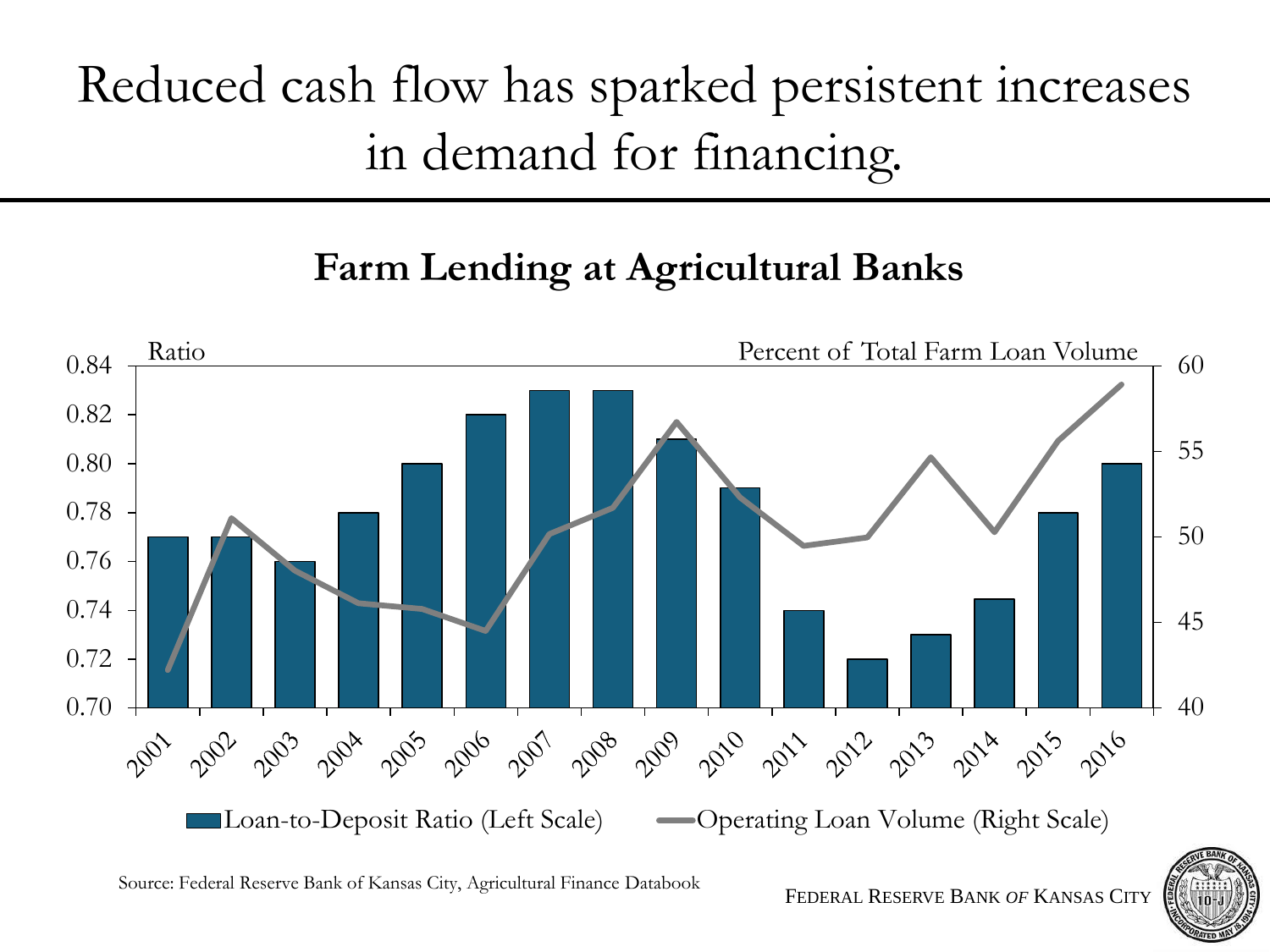# Reduced cash flow has sparked persistent increases in demand for financing.

## Farm Lending at Agricultural Banks

Ratio | Percent of Total Farm Loan Volume

0.84, 0.82, 0.80, 0.78, 0.76, 0.74, 0.72, 0.70

60, 55, 50, 45, 40

2001, 2002, 2003, 2004, 2005, 2006, 2007, 2008, 2009, 2010, 2011, 2012, 2013, 2014, 2015, 2016

Loan-to-Deposit Ratio (Left Scale) | Operating Loan Volume (Right Scale)

Source: Federal Reserve Bank of Kansas City, Agricultural Finance Databook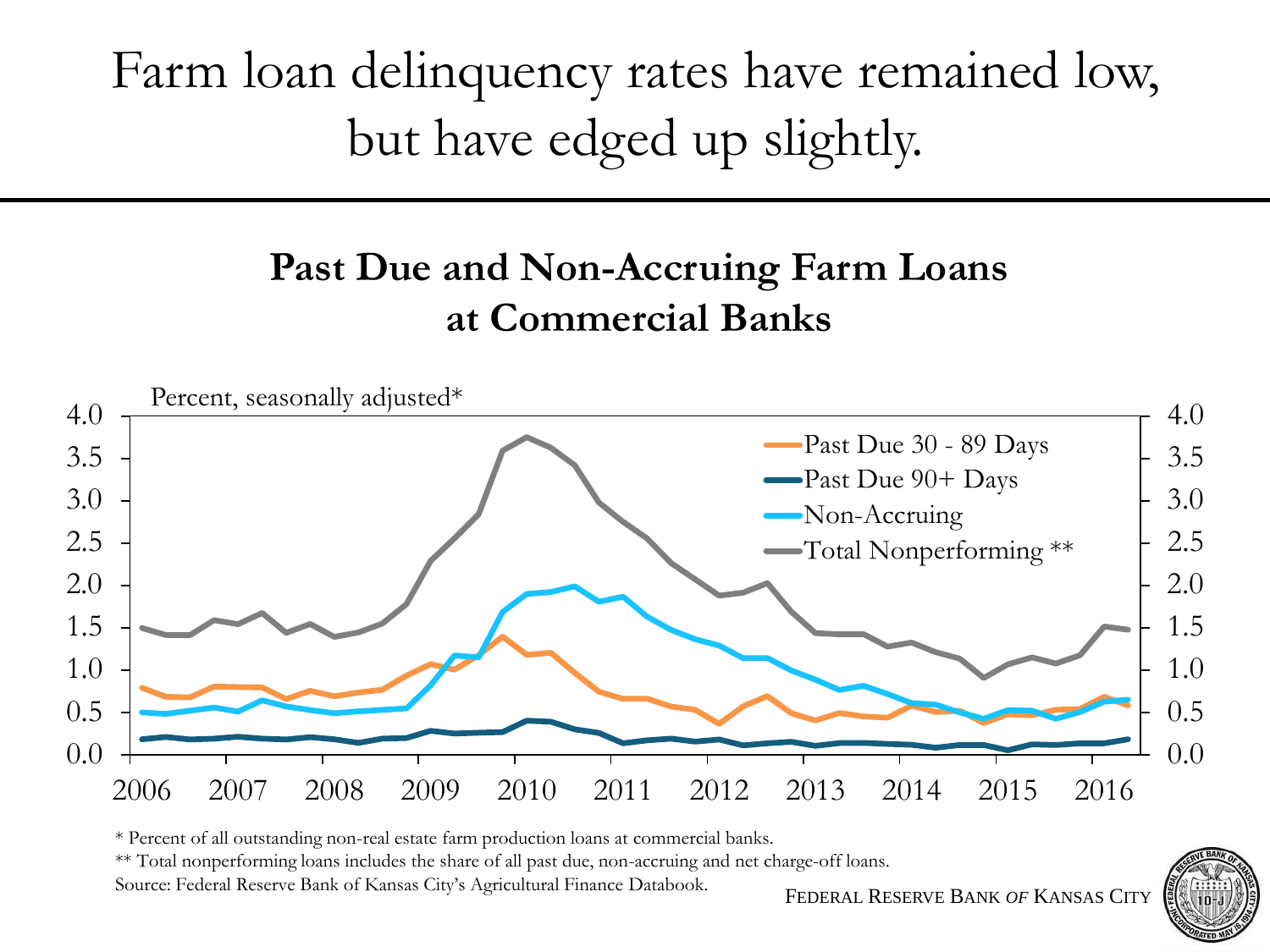# Farm loan delinquency rates have remained low, but have edged up slightly.

## Past Due and Non-Accruing Farm Loans at Commercial Banks

Percent, seasonally adjusted*

- Past Due 30 - 89 Days
- Past Due 90+ Days
- Non-Accruing
- Total Nonperforming **

* Percent of all outstanding non-real estate farm production loans at commercial banks.

** Total nonperforming loans includes the share of all past due, non-accruing and net charge-off loans.

Source: Federal Reserve Bank of Kansas City's Agricultural Finance Databook.

FEDERAL RESERVE BANK OF KANSAS CITY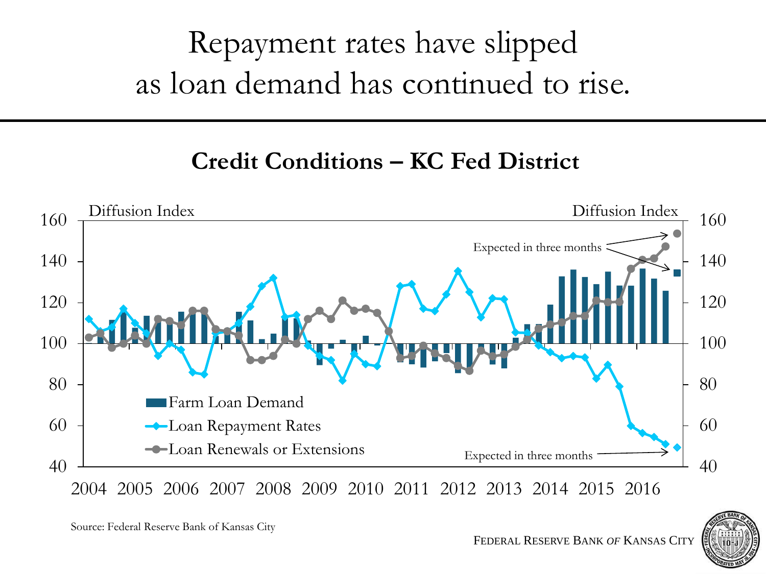# Repayment rates have slipped as loan demand has continued to rise.

## Credit Conditions – KC Fed District

Diffusion Index

Diffusion Index

160, 140, 120, 100, 80, 60, 40

Expected in three months

Farm Loan Demand

Loan Repayment Rates

Loan Renewals or Extensions

Expected in three months

2004 2005 2006 2007 2008 2009 2010 2011 2012 2013 2014 2015 2016

Source: Federal Reserve Bank of Kansas City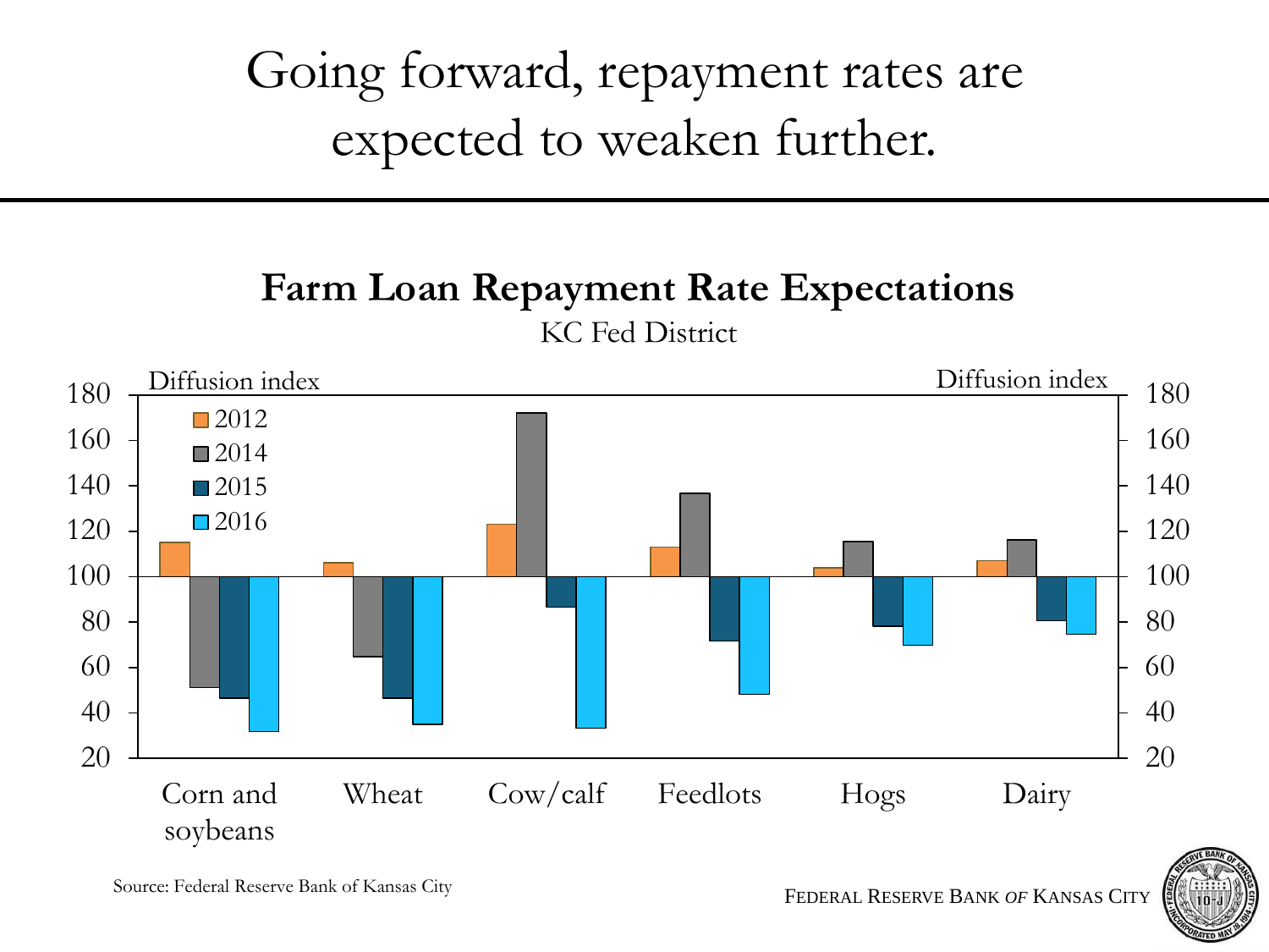# Going forward, repayment rates are expected to weaken further.

**Farm Loan Repayment Rate Expectations**

KC Fed District

Diffusion index

| | 2012 | 2014 | 2015 | 2016 |
|---|---|---|---|---|
| Corn and soybeans | 115 | 51 | 46 | 32 |
| Wheat | 106 | 65 | 46 | 35 |
| Cow/calf | 123 | 172 | 86 | 33 |
| Feedlots | 113 | 137 | 72 | 48 |
| Hogs | 104 | 115 | 78 | 70 |
| Dairy | 107 | 116 | 80 | 75 |

Source: Federal Reserve Bank of Kansas City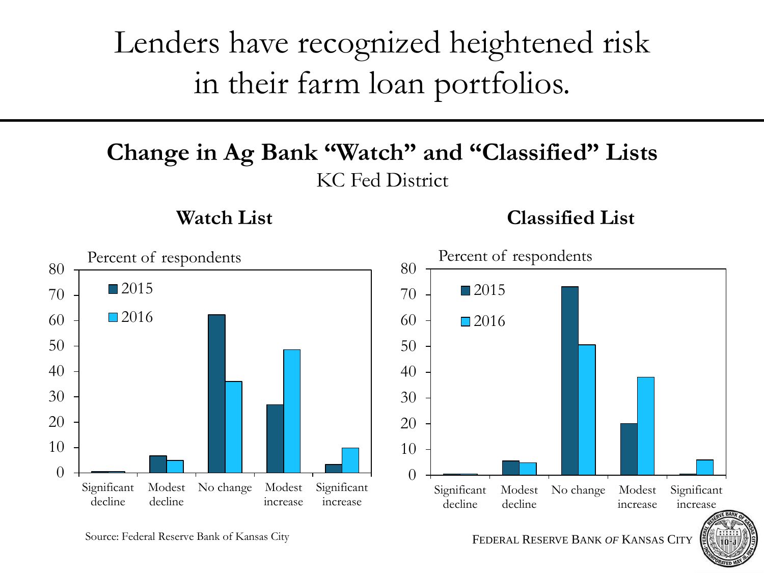# Lenders have recognized heightened risk in their farm loan portfolios.

## Change in Ag Bank "Watch" and "Classified" Lists

KC Fed District

### Watch List

Percent of respondents

| | Significant decline | Modest decline | No change | Modest increase | Significant increase |
|---|---|---|---|---|---|
| 2015 | | | | | |
| 2016 | | | | | |

### Classified List

Percent of respondents

| | Significant decline | Modest decline | No change | Modest increase | Significant increase |
|---|---|---|---|---|---|
| 2015 | | | | | |
| 2016 | | | | | |

Source: Federal Reserve Bank of Kansas City

FEDERAL RESERVE BANK *OF* KANSAS CITY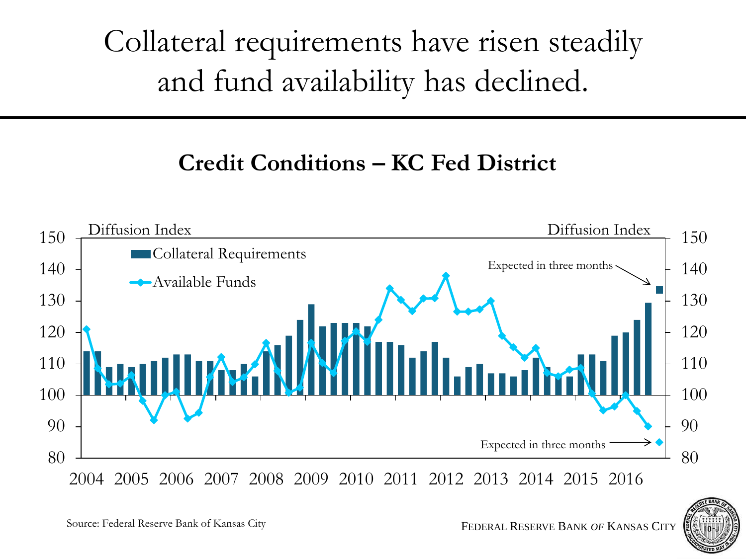# Collateral requirements have risen steadily and fund availability has declined.

## Credit Conditions – KC Fed District

Diffusion Index

Collateral Requirements

Available Funds

Expected in three months

Expected in three months

150, 140, 130, 120, 110, 100, 90, 80

2004 2005 2006 2007 2008 2009 2010 2011 2012 2013 2014 2015 2016

Source: Federal Reserve Bank of Kansas City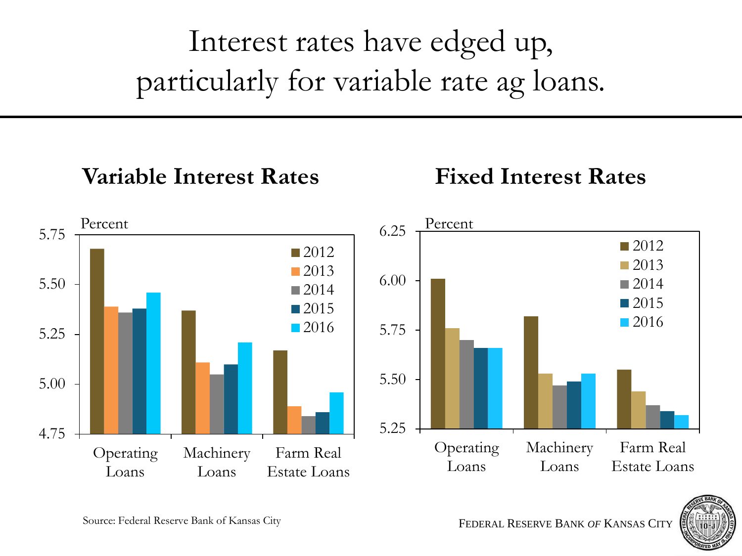# Interest rates have edged up, particularly for variable rate ag loans.

## Variable Interest Rates

Percent

- 5.75
- 5.50
- 5.25
- 5.00
- 4.75

Legend: 2012, 2013, 2014, 2015, 2016

Operating Loans | Machinery Loans | Farm Real Estate Loans

## Fixed Interest Rates

Percent

- 6.25
- 6.00
- 5.75
- 5.50
- 5.25

Legend: 2012, 2013, 2014, 2015, 2016

Operating Loans | Machinery Loans | Farm Real Estate Loans

Source: Federal Reserve Bank of Kansas City

FEDERAL RESERVE BANK *OF* KANSAS CITY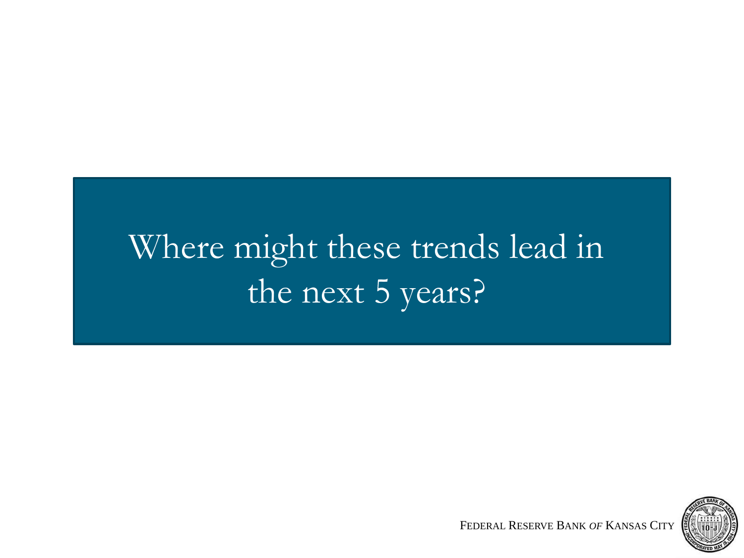# Where might these trends lead in the next 5 years?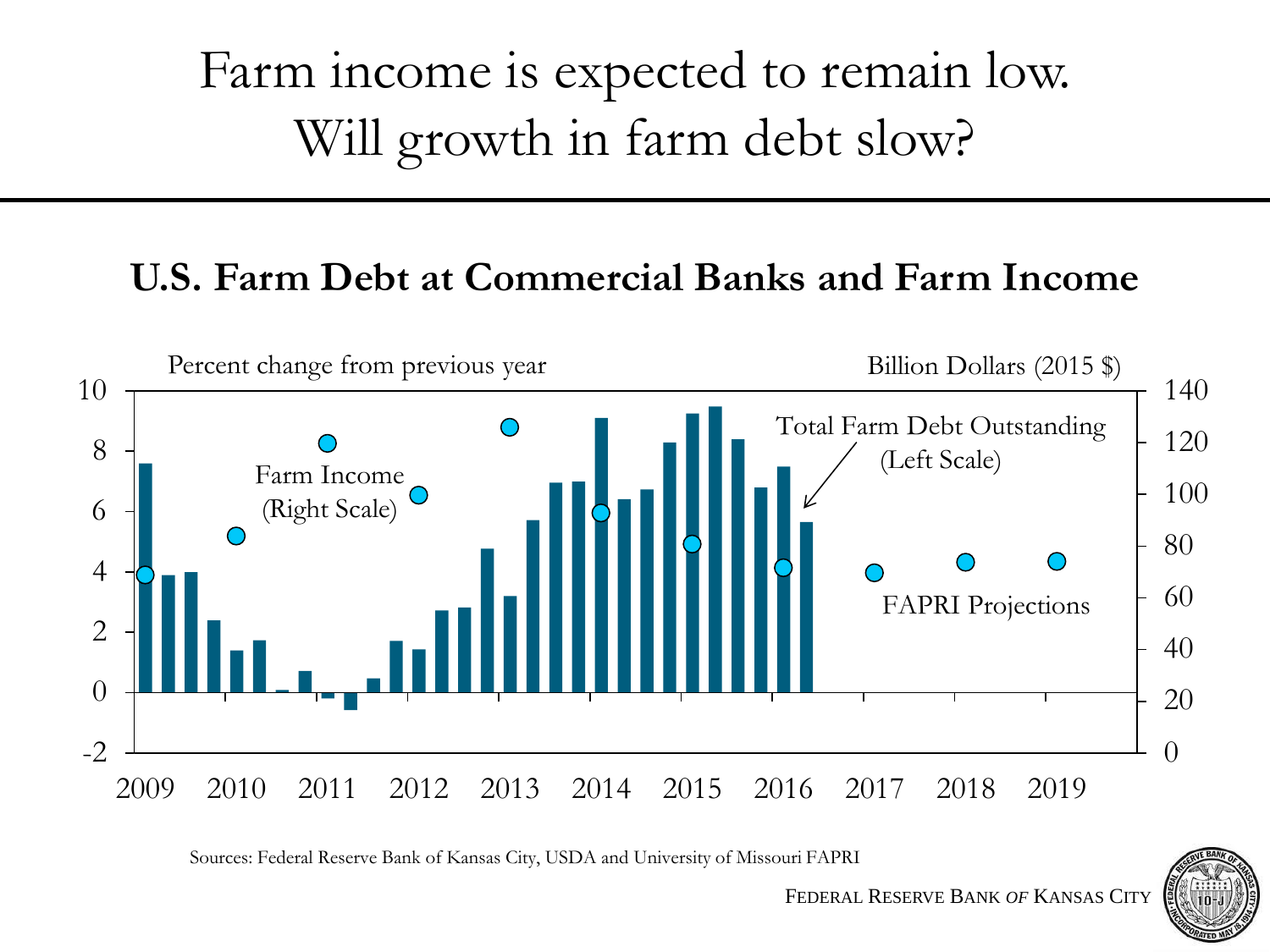# Farm income is expected to remain low. Will growth in farm debt slow?

## U.S. Farm Debt at Commercial Banks and Farm Income

Percent change from previous year

Billion Dollars (2015 $)

Farm Income (Right Scale)

Total Farm Debt Outstanding (Left Scale)

FAPRI Projections

Sources: Federal Reserve Bank of Kansas City, USDA and University of Missouri FAPRI

FEDERAL RESERVE BANK *OF* KANSAS CITY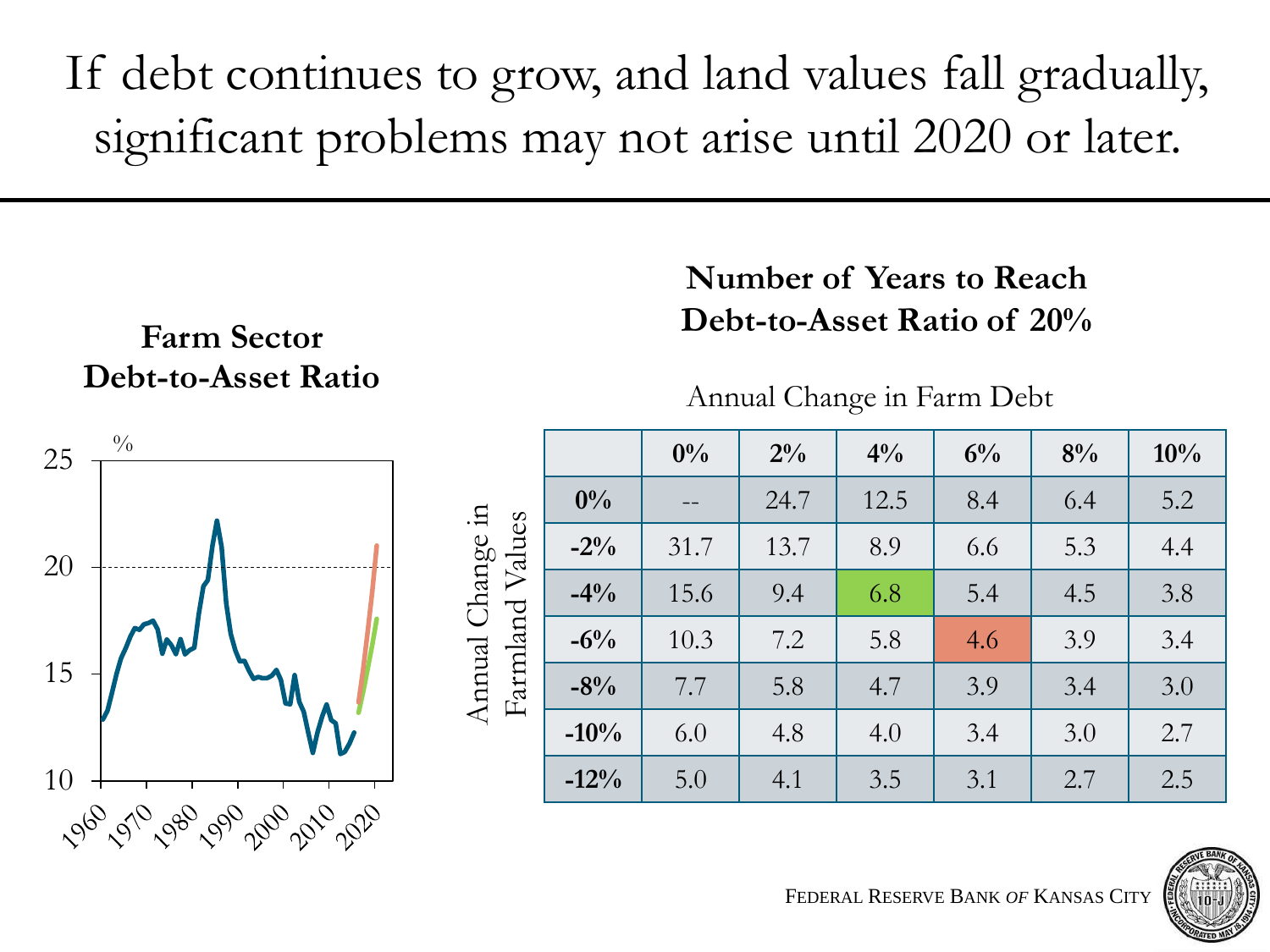# If debt continues to grow, and land values fall gradually, significant problems may not arise until 2020 or later.

**Farm Sector Debt-to-Asset Ratio**

**Number of Years to Reach Debt-to-Asset Ratio of 20%**

Annual Change in Farm Debt (columns); Annual Change in Farmland Values (rows)

| | 0% | 2% | 4% | 6% | 8% | 10% |
|---|---|---|---|---|---|---|
| **0%** | -- | 24.7 | 12.5 | 8.4 | 6.4 | 5.2 |
| **-2%** | 31.7 | 13.7 | 8.9 | 6.6 | 5.3 | 4.4 |
| **-4%** | 15.6 | 9.4 | 6.8 | 5.4 | 4.5 | 3.8 |
| **-6%** | 10.3 | 7.2 | 5.8 | 4.6 | 3.9 | 3.4 |
| **-8%** | 7.7 | 5.8 | 4.7 | 3.9 | 3.4 | 3.0 |
| **-10%** | 6.0 | 4.8 | 4.0 | 3.4 | 3.0 | 2.7 |
| **-12%** | 5.0 | 4.1 | 3.5 | 3.1 | 2.7 | 2.5 |

Federal Reserve Bank *of* Kansas City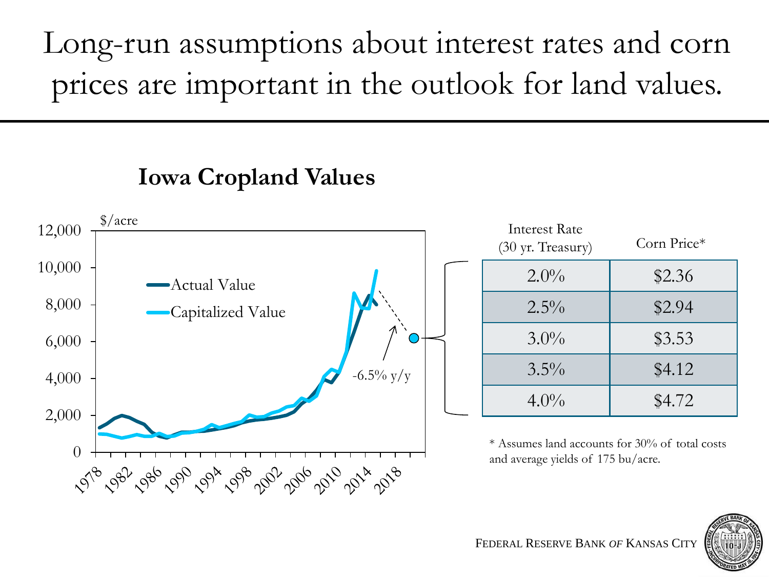# Long-run assumptions about interest rates and corn prices are important in the outlook for land values.

## Iowa Cropland Values

$/acre

Actual Value
Capitalized Value

-6.5% y/y

| Interest Rate (30 yr. Treasury) | Corn Price* |
|---|---|
| 2.0% | $2.36 |
| 2.5% | $2.94 |
| 3.0% | $3.53 |
| 3.5% | $4.12 |
| 4.0% | $4.72 |

* Assumes land accounts for 30% of total costs and average yields of 175 bu/acre.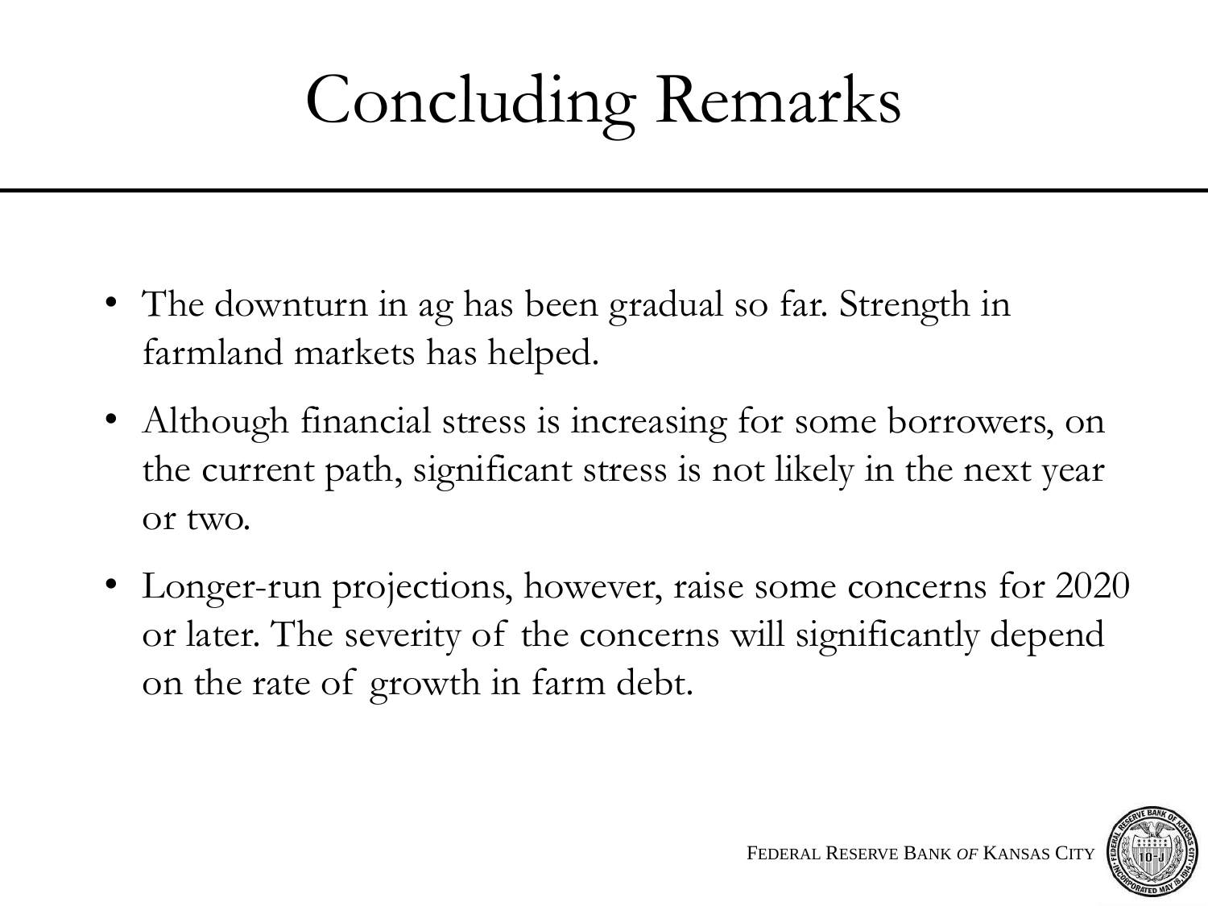# Concluding Remarks

- The downturn in ag has been gradual so far. Strength in farmland markets has helped.
- Although financial stress is increasing for some borrowers, on the current path, significant stress is not likely in the next year or two.
- Longer-run projections, however, raise some concerns for 2020 or later. The severity of the concerns will significantly depend on the rate of growth in farm debt.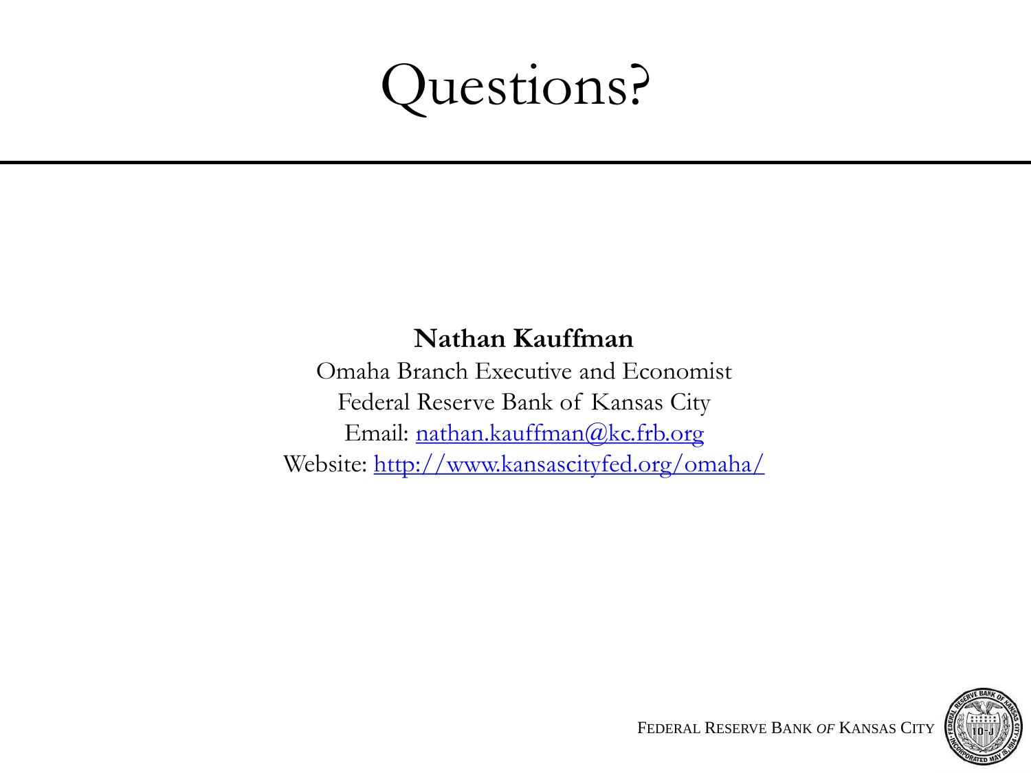# Questions?

**Nathan Kauffman**

Omaha Branch Executive and Economist

Federal Reserve Bank of Kansas City

Email: [nathan.kauffman@kc.frb.org](mailto:nathan.kauffman@kc.frb.org)

Website: [http://www.kansascityfed.org/omaha/](http://www.kansascityfed.org/omaha/)